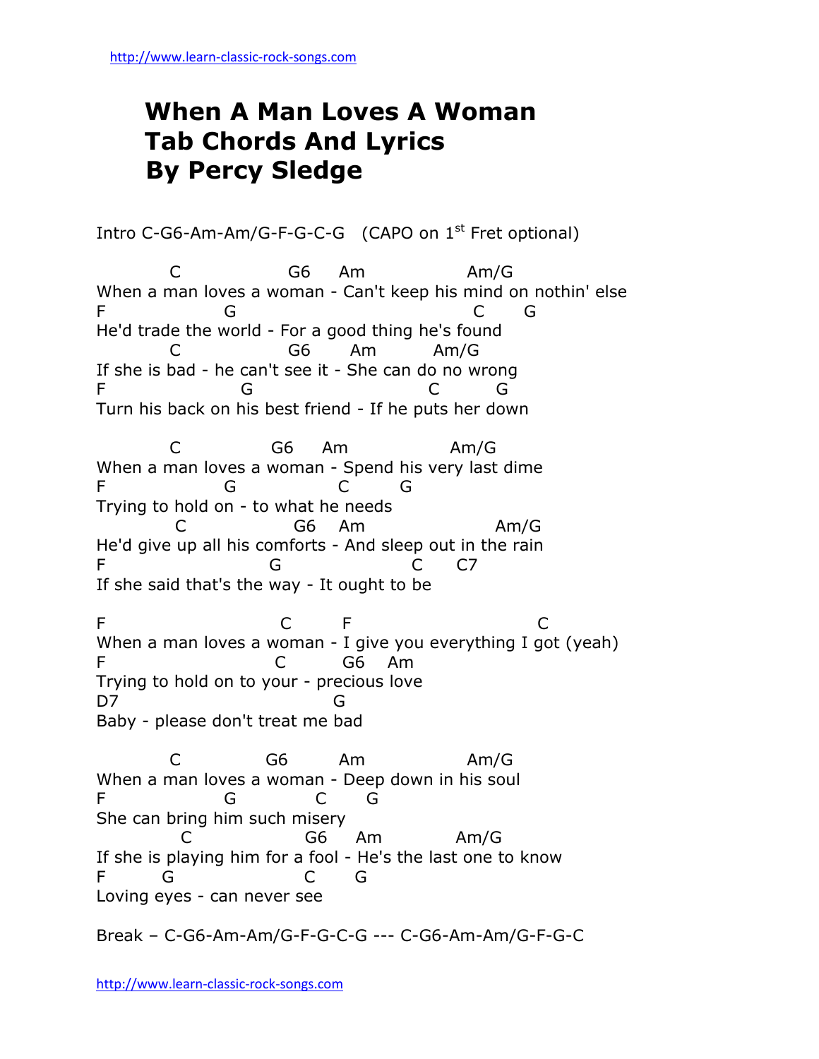# When A Man Loves A Woman
# Tab Chords And Lyrics
# By Percy Sledge

Intro C-G6-Am-Am/G-F-G-C-G (CAPO on 1st Fret optional)

```
          C               G6     Am               Am/G
When a man loves a woman - Can't keep his mind on nothin' else
F               G                               C      G
He'd trade the world - For a good thing he's found
          C               G6      Am         Am/G
If she is bad - he can't see it - She can do no wrong
F                 G                          C         G
Turn his back on his best friend - If he puts her down

          C             G6     Am               Am/G
When a man loves a woman - Spend his very last dime
F               G              C       G
Trying to hold on - to what he needs
           C              G6    Am                  Am/G
He'd give up all his comforts - And sleep out in the rain
F                    G                    C      C7
If she said that's the way - It ought to be

F                        C       F                          C
When a man loves a woman - I give you everything I got (yeah)
F                       C         G6    Am
Trying to hold on to your - precious love
D7                               G
Baby - please don't treat me bad

          C            G6       Am               Am/G
When a man loves a woman - Deep down in his soul
F               G            C      G
She can bring him such misery
            C                 G6     Am           Am/G
If she is playing him for a fool - He's the last one to know
F        G                   C       G
Loving eyes - can never see
```

Break – C-G6-Am-Am/G-F-G-C-G --- C-G6-Am-Am/G-F-G-C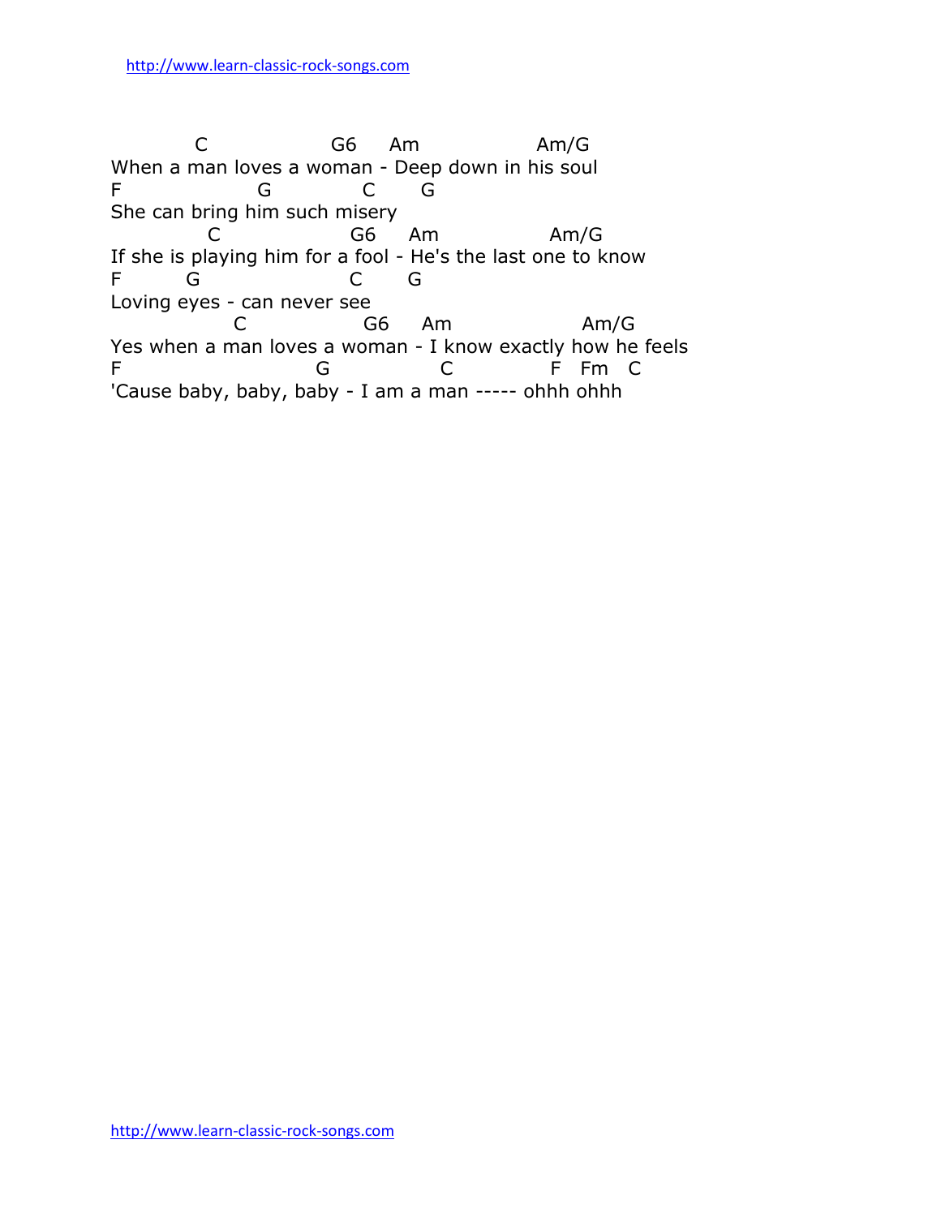```
           C                 G6     Am                Am/G
When a man loves a woman - Deep down in his soul
F                G             C      G
She can bring him such misery
           C                 G6     Am                Am/G
If she is playing him for a fool - He's the last one to know
F        G                   C      G
Loving eyes - can never see
              C                 G6     Am                Am/G
Yes when a man loves a woman - I know exactly how he feels
F                      G              C              F   Fm   C
'Cause baby, baby, baby - I am a man ----- ohhh ohhh
```